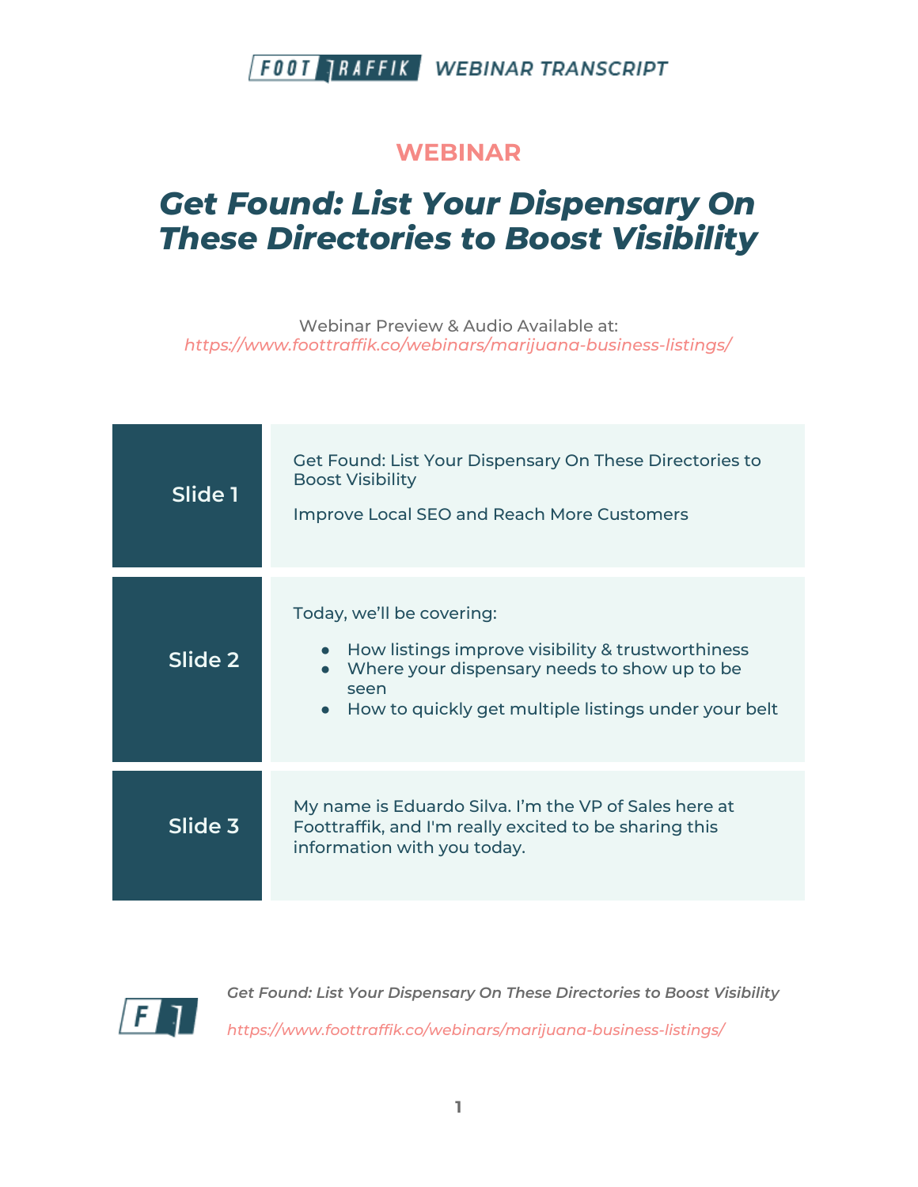FOOT TRAFFIK WEBINAR TRANSCRIPT

## WEBINAR

# *Get Found: List Your Dispensary On These Directories to Boost Visibility*

Webinar Preview & Audio Available at:
*https://www.foottraffik.co/webinars/marijuana-business-listings/*

| | |
|---|---|
| **Slide 1** | Get Found: List Your Dispensary On These Directories to Boost Visibility<br><br>Improve Local SEO and Reach More Customers |
| **Slide 2** | Today, we'll be covering:<br>● How listings improve visibility & trustworthiness<br>● Where your dispensary needs to show up to be seen<br>● How to quickly get multiple listings under your belt |
| **Slide 3** | My name is Eduardo Silva. I'm the VP of Sales here at Foottraffik, and I'm really excited to be sharing this information with you today. |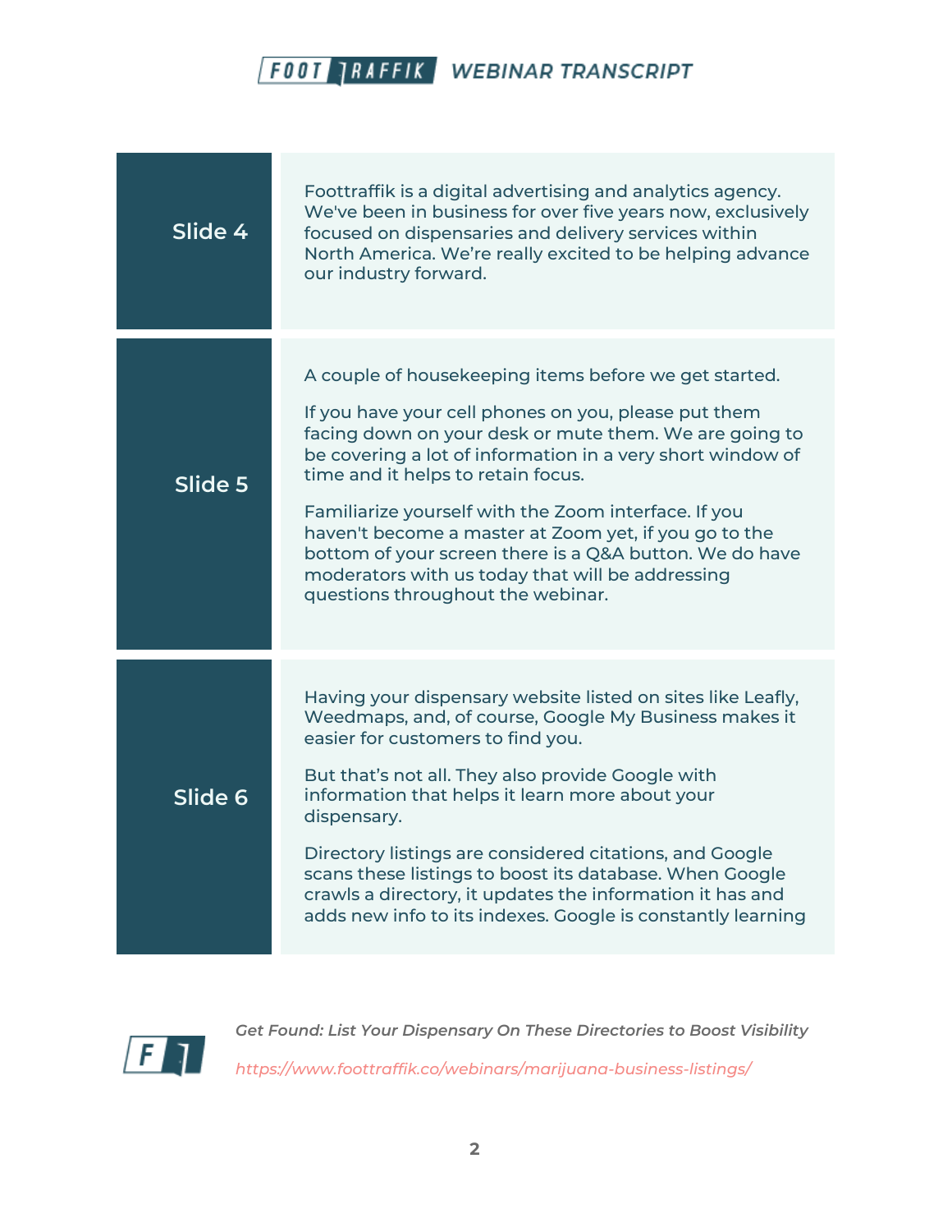| Slide | Transcript |
|---|---|
| Slide 4 | Foottraffik is a digital advertising and analytics agency. We've been in business for over five years now, exclusively focused on dispensaries and delivery services within North America. We're really excited to be helping advance our industry forward. |
| Slide 5 | A couple of housekeeping items before we get started. <br><br> If you have your cell phones on you, please put them facing down on your desk or mute them. We are going to be covering a lot of information in a very short window of time and it helps to retain focus. <br><br> Familiarize yourself with the Zoom interface. If you haven't become a master at Zoom yet, if you go to the bottom of your screen there is a Q&A button. We do have moderators with us today that will be addressing questions throughout the webinar. |
| Slide 6 | Having your dispensary website listed on sites like Leafly, Weedmaps, and, of course, Google My Business makes it easier for customers to find you. <br><br> But that's not all. They also provide Google with information that helps it learn more about your dispensary. <br><br> Directory listings are considered citations, and Google scans these listings to boost its database. When Google crawls a directory, it updates the information it has and adds new info to its indexes. Google is constantly learning |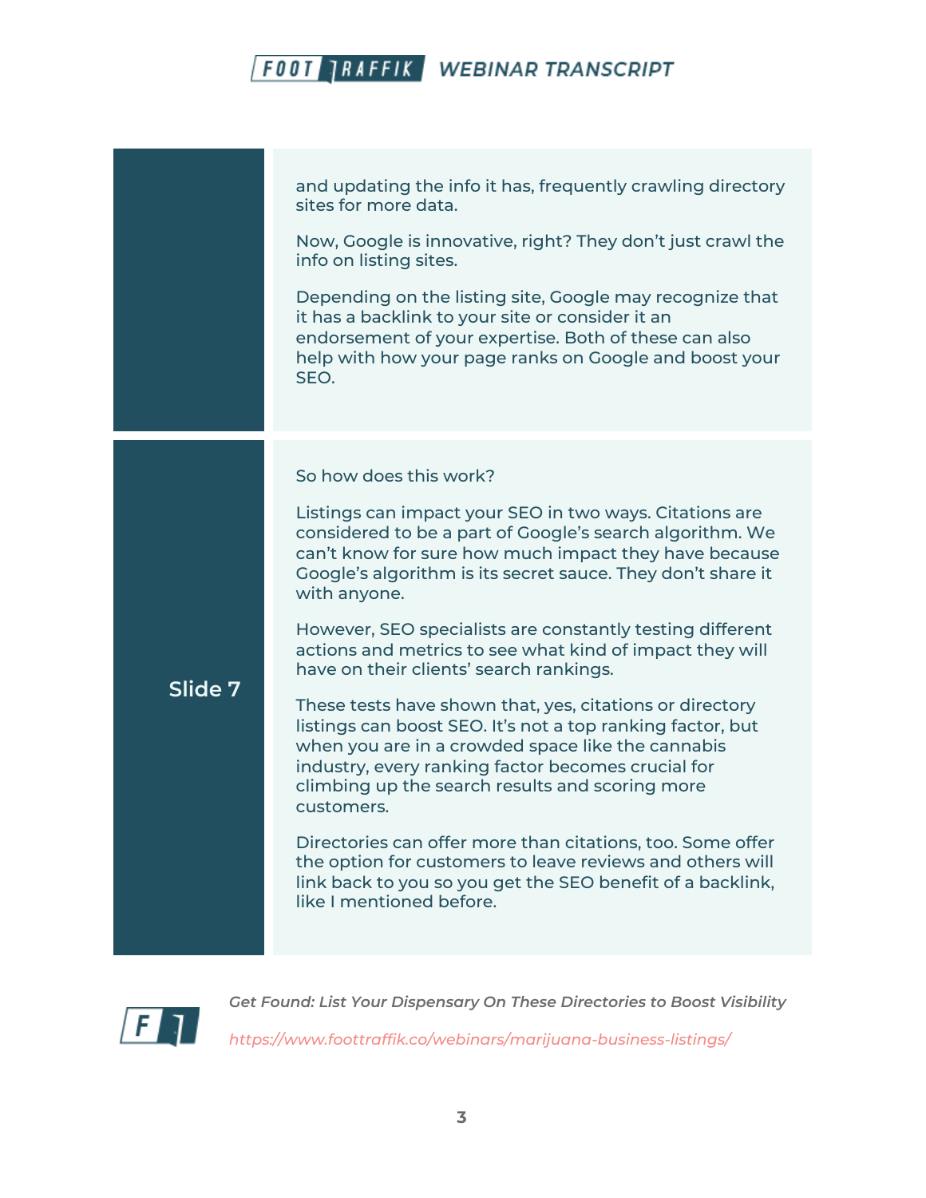and updating the info it has, frequently crawling directory sites for more data.

Now, Google is innovative, right? They don't just crawl the info on listing sites.

Depending on the listing site, Google may recognize that it has a backlink to your site or consider it an endorsement of your expertise. Both of these can also help with how your page ranks on Google and boost your SEO.

**Slide 7**

So how does this work?

Listings can impact your SEO in two ways. Citations are considered to be a part of Google's search algorithm. We can't know for sure how much impact they have because Google's algorithm is its secret sauce. They don't share it with anyone.

However, SEO specialists are constantly testing different actions and metrics to see what kind of impact they will have on their clients' search rankings.

These tests have shown that, yes, citations or directory listings can boost SEO. It's not a top ranking factor, but when you are in a crowded space like the cannabis industry, every ranking factor becomes crucial for climbing up the search results and scoring more customers.

Directories can offer more than citations, too. Some offer the option for customers to leave reviews and others will link back to you so you get the SEO benefit of a backlink, like I mentioned before.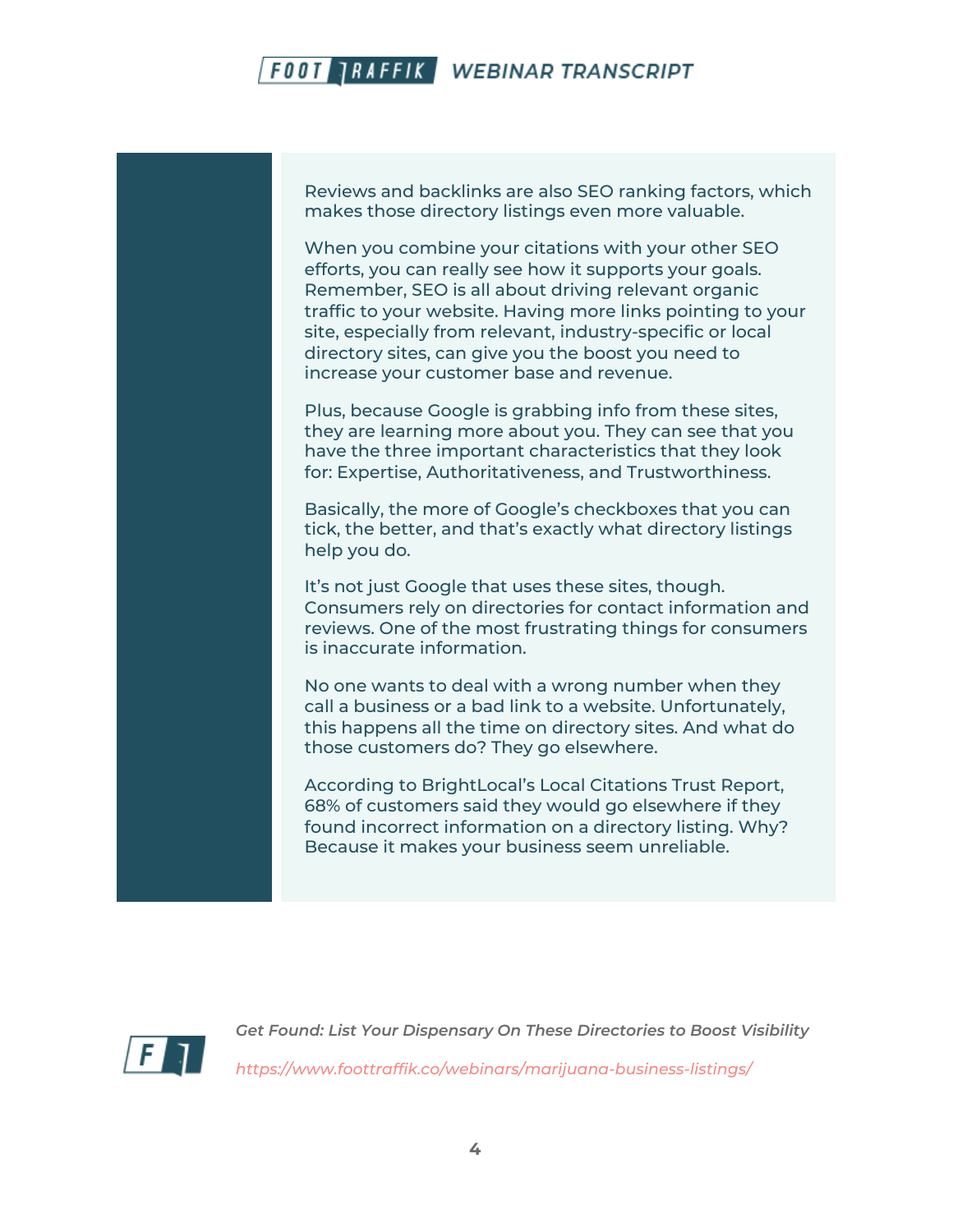Reviews and backlinks are also SEO ranking factors, which makes those directory listings even more valuable.

When you combine your citations with your other SEO efforts, you can really see how it supports your goals. Remember, SEO is all about driving relevant organic traffic to your website. Having more links pointing to your site, especially from relevant, industry-specific or local directory sites, can give you the boost you need to increase your customer base and revenue.

Plus, because Google is grabbing info from these sites, they are learning more about you. They can see that you have the three important characteristics that they look for: Expertise, Authoritativeness, and Trustworthiness.

Basically, the more of Google's checkboxes that you can tick, the better, and that's exactly what directory listings help you do.

It's not just Google that uses these sites, though. Consumers rely on directories for contact information and reviews. One of the most frustrating things for consumers is inaccurate information.

No one wants to deal with a wrong number when they call a business or a bad link to a website. Unfortunately, this happens all the time on directory sites. And what do those customers do? They go elsewhere.

According to BrightLocal's Local Citations Trust Report, 68% of customers said they would go elsewhere if they found incorrect information on a directory listing. Why? Because it makes your business seem unreliable.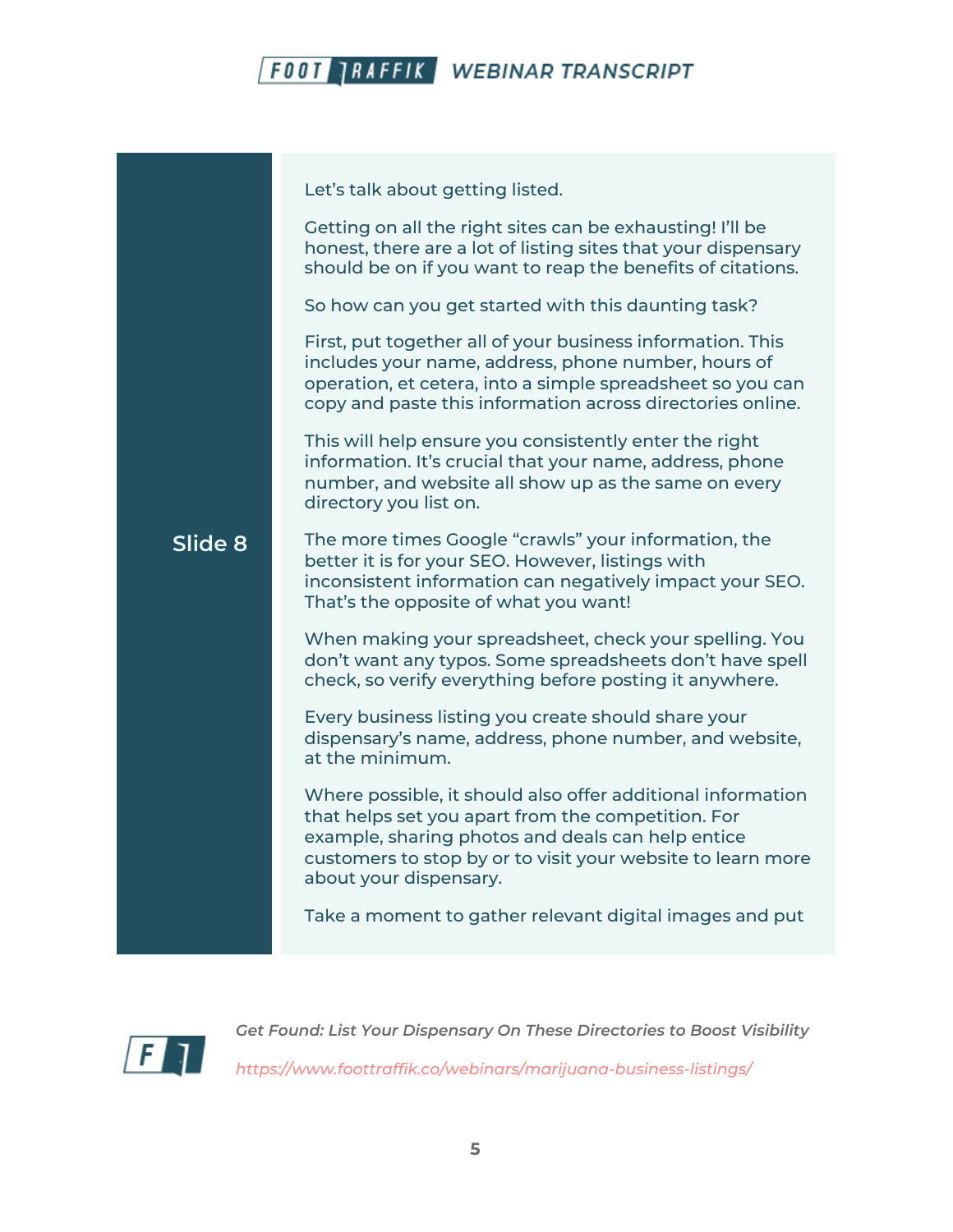**Slide 8**

Let's talk about getting listed.

Getting on all the right sites can be exhausting! I'll be honest, there are a lot of listing sites that your dispensary should be on if you want to reap the benefits of citations.

So how can you get started with this daunting task?

First, put together all of your business information. This includes your name, address, phone number, hours of operation, et cetera, into a simple spreadsheet so you can copy and paste this information across directories online.

This will help ensure you consistently enter the right information. It's crucial that your name, address, phone number, and website all show up as the same on every directory you list on.

The more times Google "crawls" your information, the better it is for your SEO. However, listings with inconsistent information can negatively impact your SEO. That's the opposite of what you want!

When making your spreadsheet, check your spelling. You don't want any typos. Some spreadsheets don't have spell check, so verify everything before posting it anywhere.

Every business listing you create should share your dispensary's name, address, phone number, and website, at the minimum.

Where possible, it should also offer additional information that helps set you apart from the competition. For example, sharing photos and deals can help entice customers to stop by or to visit your website to learn more about your dispensary.

Take a moment to gather relevant digital images and put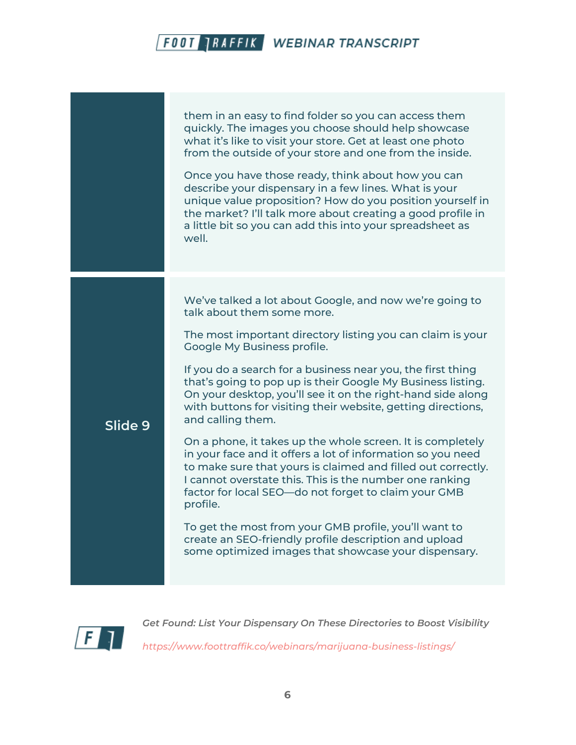them in an easy to find folder so you can access them quickly. The images you choose should help showcase what it's like to visit your store. Get at least one photo from the outside of your store and one from the inside.

Once you have those ready, think about how you can describe your dispensary in a few lines. What is your unique value proposition? How do you position yourself in the market? I'll talk more about creating a good profile in a little bit so you can add this into your spreadsheet as well.

**Slide 9**

We've talked a lot about Google, and now we're going to talk about them some more.

The most important directory listing you can claim is your Google My Business profile.

If you do a search for a business near you, the first thing that's going to pop up is their Google My Business listing. On your desktop, you'll see it on the right-hand side along with buttons for visiting their website, getting directions, and calling them.

On a phone, it takes up the whole screen. It is completely in your face and it offers a lot of information so you need to make sure that yours is claimed and filled out correctly. I cannot overstate this. This is the number one ranking factor for local SEO—do not forget to claim your GMB profile.

To get the most from your GMB profile, you'll want to create an SEO-friendly profile description and upload some optimized images that showcase your dispensary.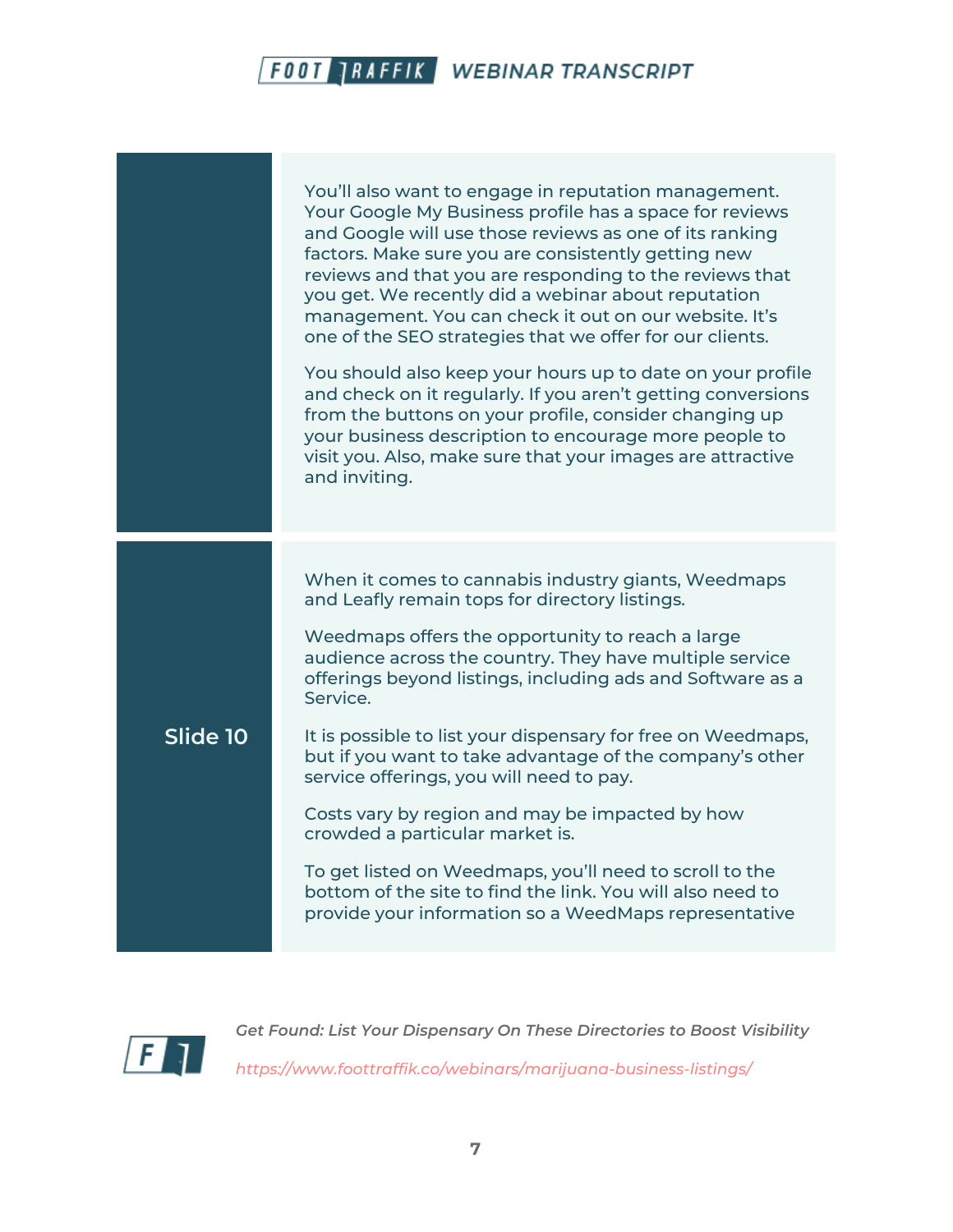You'll also want to engage in reputation management. Your Google My Business profile has a space for reviews and Google will use those reviews as one of its ranking factors. Make sure you are consistently getting new reviews and that you are responding to the reviews that you get. We recently did a webinar about reputation management. You can check it out on our website. It's one of the SEO strategies that we offer for our clients.

You should also keep your hours up to date on your profile and check on it regularly. If you aren't getting conversions from the buttons on your profile, consider changing up your business description to encourage more people to visit you. Also, make sure that your images are attractive and inviting.

## Slide 10

When it comes to cannabis industry giants, Weedmaps and Leafly remain tops for directory listings.

Weedmaps offers the opportunity to reach a large audience across the country. They have multiple service offerings beyond listings, including ads and Software as a Service.

It is possible to list your dispensary for free on Weedmaps, but if you want to take advantage of the company's other service offerings, you will need to pay.

Costs vary by region and may be impacted by how crowded a particular market is.

To get listed on Weedmaps, you'll need to scroll to the bottom of the site to find the link. You will also need to provide your information so a WeedMaps representative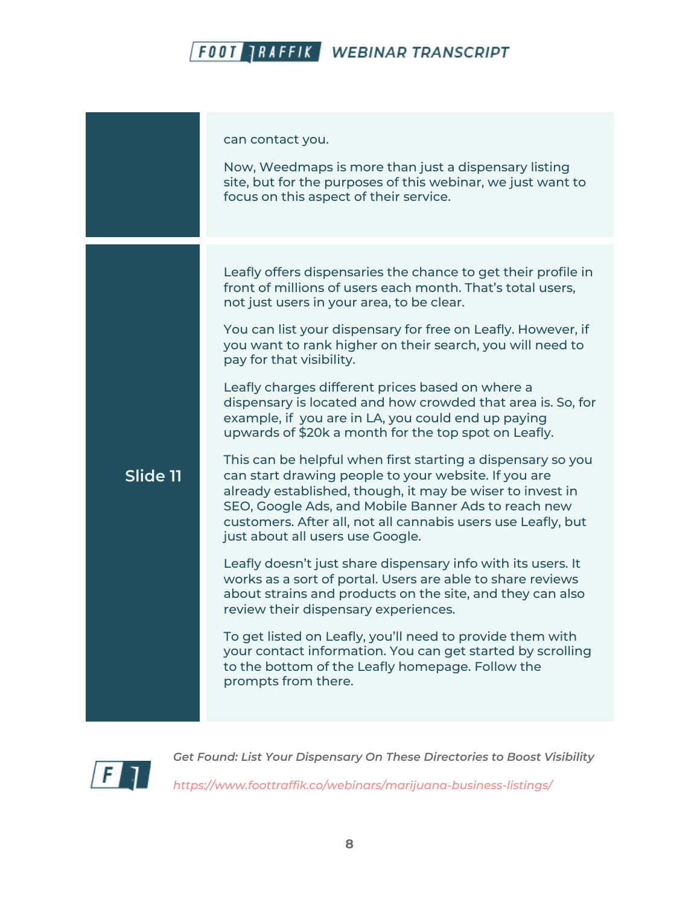can contact you.

Now, Weedmaps is more than just a dispensary listing site, but for the purposes of this webinar, we just want to focus on this aspect of their service.

**Slide 11**

Leafly offers dispensaries the chance to get their profile in front of millions of users each month. That's total users, not just users in your area, to be clear.

You can list your dispensary for free on Leafly. However, if you want to rank higher on their search, you will need to pay for that visibility.

Leafly charges different prices based on where a dispensary is located and how crowded that area is. So, for example, if you are in LA, you could end up paying upwards of $20k a month for the top spot on Leafly.

This can be helpful when first starting a dispensary so you can start drawing people to your website. If you are already established, though, it may be wiser to invest in SEO, Google Ads, and Mobile Banner Ads to reach new customers. After all, not all cannabis users use Leafly, but just about all users use Google.

Leafly doesn't just share dispensary info with its users. It works as a sort of portal. Users are able to share reviews about strains and products on the site, and they can also review their dispensary experiences.

To get listed on Leafly, you'll need to provide them with your contact information. You can get started by scrolling to the bottom of the Leafly homepage. Follow the prompts from there.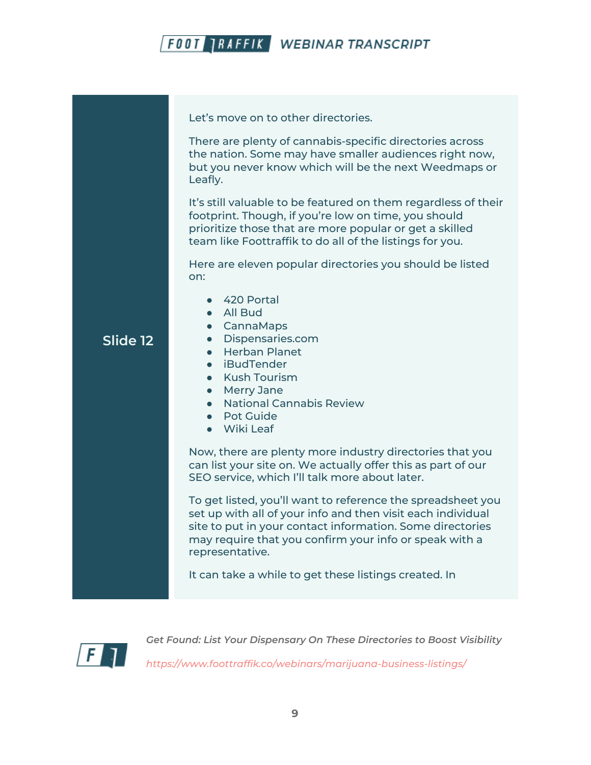**Slide 12**

Let's move on to other directories.

There are plenty of cannabis-specific directories across the nation. Some may have smaller audiences right now, but you never know which will be the next Weedmaps or Leafly.

It's still valuable to be featured on them regardless of their footprint. Though, if you're low on time, you should prioritize those that are more popular or get a skilled team like Foottraffik to do all of the listings for you.

Here are eleven popular directories you should be listed on:

- 420 Portal
- All Bud
- CannaMaps
- Dispensaries.com
- Herban Planet
- iBudTender
- Kush Tourism
- Merry Jane
- National Cannabis Review
- Pot Guide
- Wiki Leaf

Now, there are plenty more industry directories that you can list your site on. We actually offer this as part of our SEO service, which I'll talk more about later.

To get listed, you'll want to reference the spreadsheet you set up with all of your info and then visit each individual site to put in your contact information. Some directories may require that you confirm your info or speak with a representative.

It can take a while to get these listings created. In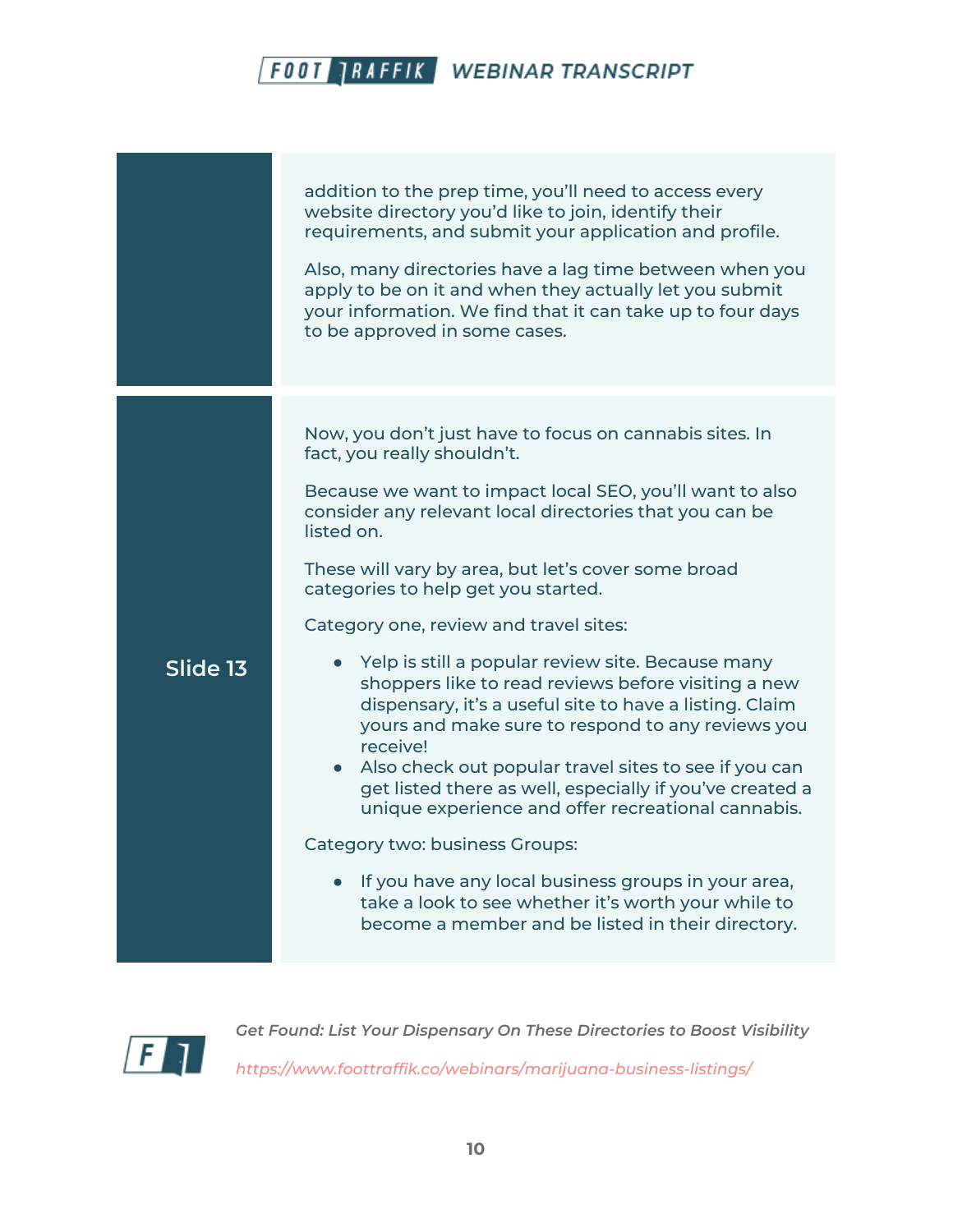| | |
|---|---|
| | addition to the prep time, you'll need to access every website directory you'd like to join, identify their requirements, and submit your application and profile.<br><br>Also, many directories have a lag time between when you apply to be on it and when they actually let you submit your information. We find that it can take up to four days to be approved in some cases. |
| Slide 13 | Now, you don't just have to focus on cannabis sites. In fact, you really shouldn't.<br><br>Because we want to impact local SEO, you'll want to also consider any relevant local directories that you can be listed on.<br><br>These will vary by area, but let's cover some broad categories to help get you started.<br><br>Category one, review and travel sites:<br><br>● Yelp is still a popular review site. Because many shoppers like to read reviews before visiting a new dispensary, it's a useful site to have a listing. Claim yours and make sure to respond to any reviews you receive!<br>● Also check out popular travel sites to see if you can get listed there as well, especially if you've created a unique experience and offer recreational cannabis.<br><br>Category two: business Groups:<br><br>● If you have any local business groups in your area, take a look to see whether it's worth your while to become a member and be listed in their directory. |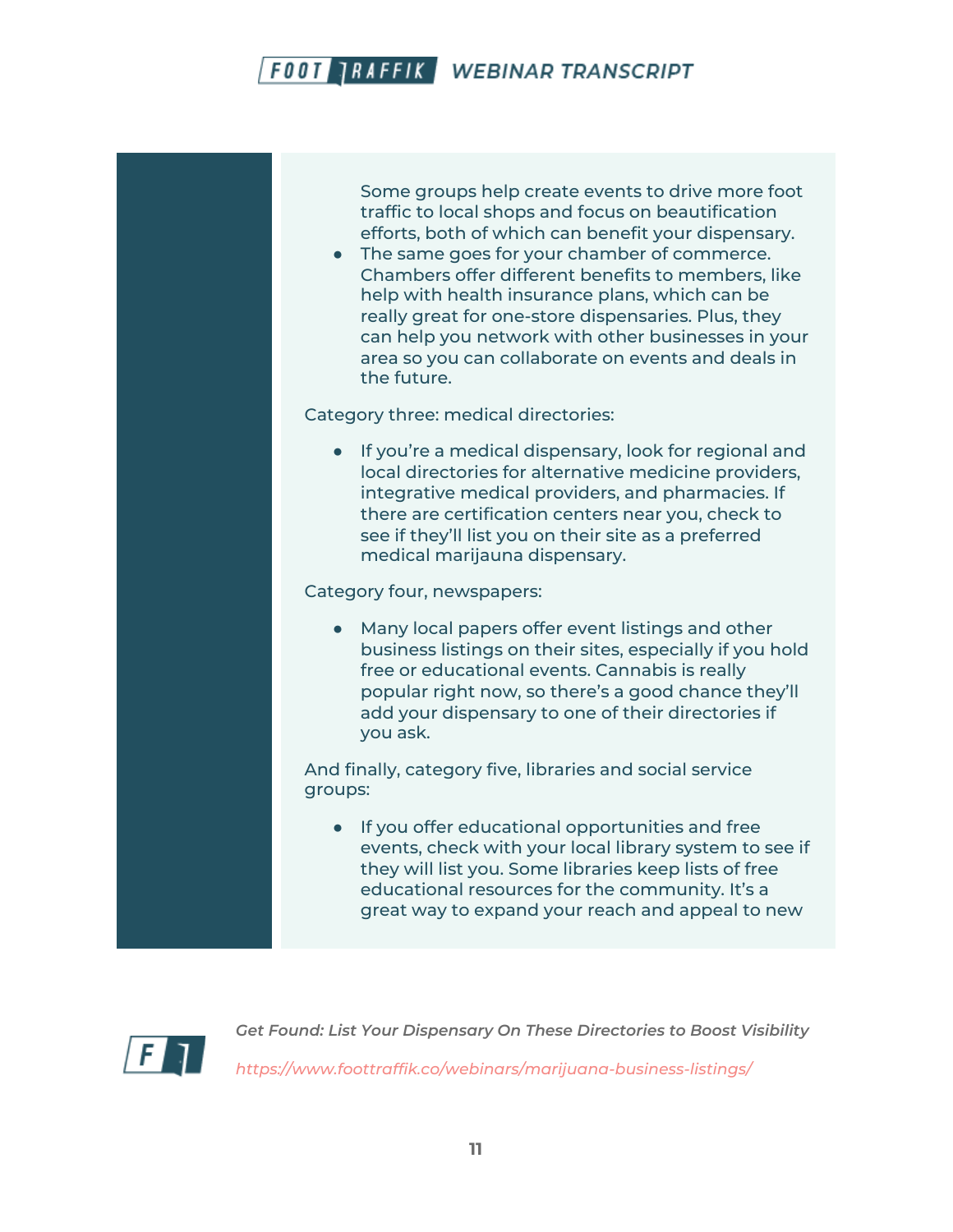Some groups help create events to drive more foot traffic to local shops and focus on beautification efforts, both of which can benefit your dispensary.

- The same goes for your chamber of commerce. Chambers offer different benefits to members, like help with health insurance plans, which can be really great for one-store dispensaries. Plus, they can help you network with other businesses in your area so you can collaborate on events and deals in the future.

Category three: medical directories:

- If you're a medical dispensary, look for regional and local directories for alternative medicine providers, integrative medical providers, and pharmacies. If there are certification centers near you, check to see if they'll list you on their site as a preferred medical marijauna dispensary.

Category four, newspapers:

- Many local papers offer event listings and other business listings on their sites, especially if you hold free or educational events. Cannabis is really popular right now, so there's a good chance they'll add your dispensary to one of their directories if you ask.

And finally, category five, libraries and social service groups:

- If you offer educational opportunities and free events, check with your local library system to see if they will list you. Some libraries keep lists of free educational resources for the community. It's a great way to expand your reach and appeal to new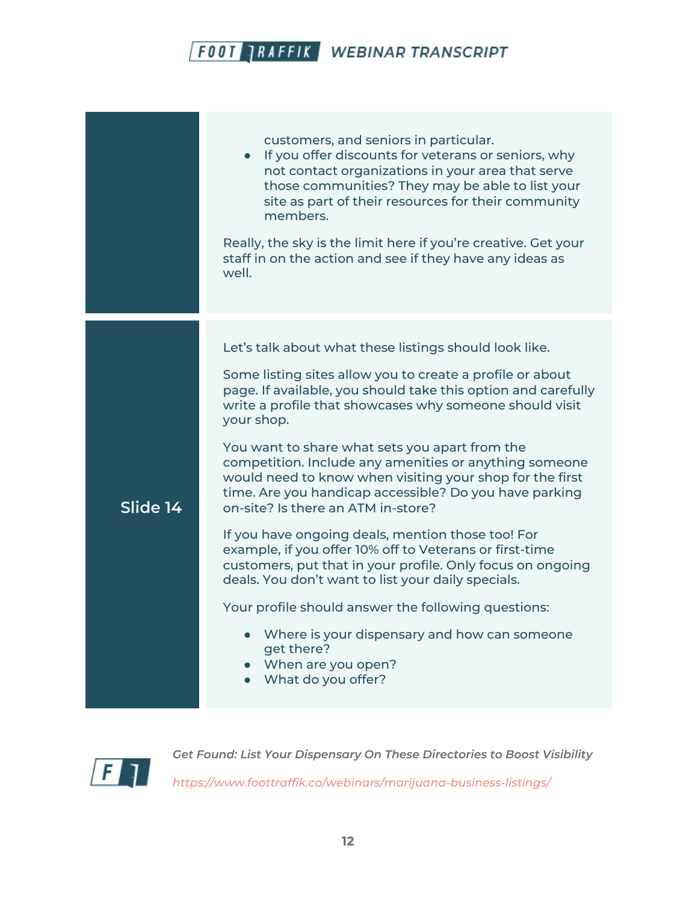customers, and seniors in particular.

- If you offer discounts for veterans or seniors, why not contact organizations in your area that serve those communities? They may be able to list your site as part of their resources for their community members.

Really, the sky is the limit here if you're creative. Get your staff in on the action and see if they have any ideas as well.

**Slide 14**

Let's talk about what these listings should look like.

Some listing sites allow you to create a profile or about page. If available, you should take this option and carefully write a profile that showcases why someone should visit your shop.

You want to share what sets you apart from the competition. Include any amenities or anything someone would need to know when visiting your shop for the first time. Are you handicap accessible? Do you have parking on-site? Is there an ATM in-store?

If you have ongoing deals, mention those too! For example, if you offer 10% off to Veterans or first-time customers, put that in your profile. Only focus on ongoing deals. You don't want to list your daily specials.

Your profile should answer the following questions:

- Where is your dispensary and how can someone get there?
- When are you open?
- What do you offer?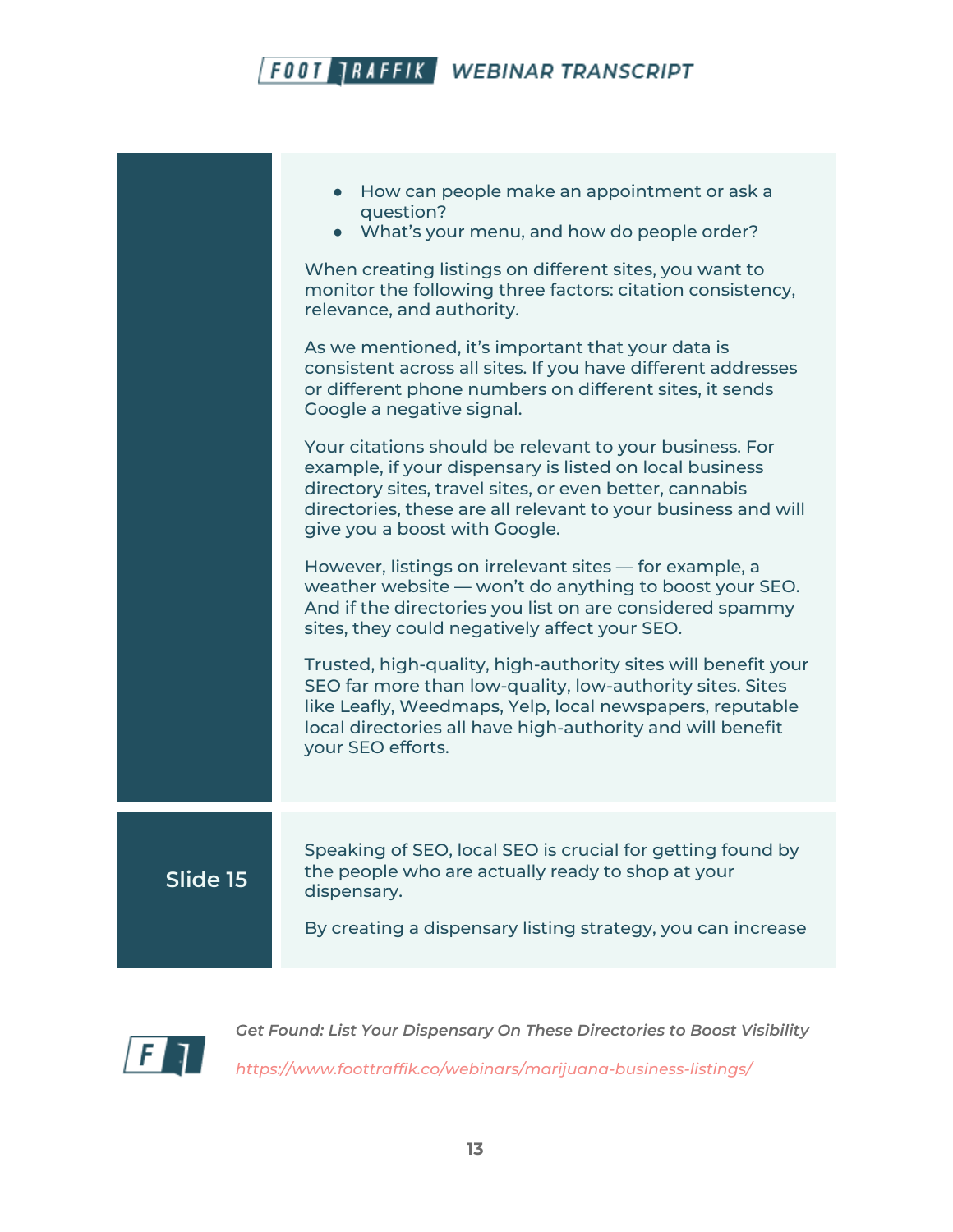- How can people make an appointment or ask a question?
- What's your menu, and how do people order?

When creating listings on different sites, you want to monitor the following three factors: citation consistency, relevance, and authority.

As we mentioned, it's important that your data is consistent across all sites. If you have different addresses or different phone numbers on different sites, it sends Google a negative signal.

Your citations should be relevant to your business. For example, if your dispensary is listed on local business directory sites, travel sites, or even better, cannabis directories, these are all relevant to your business and will give you a boost with Google.

However, listings on irrelevant sites — for example, a weather website — won't do anything to boost your SEO. And if the directories you list on are considered spammy sites, they could negatively affect your SEO.

Trusted, high-quality, high-authority sites will benefit your SEO far more than low-quality, low-authority sites. Sites like Leafly, Weedmaps, Yelp, local newspapers, reputable local directories all have high-authority and will benefit your SEO efforts.

**Slide 15**

Speaking of SEO, local SEO is crucial for getting found by the people who are actually ready to shop at your dispensary.

By creating a dispensary listing strategy, you can increase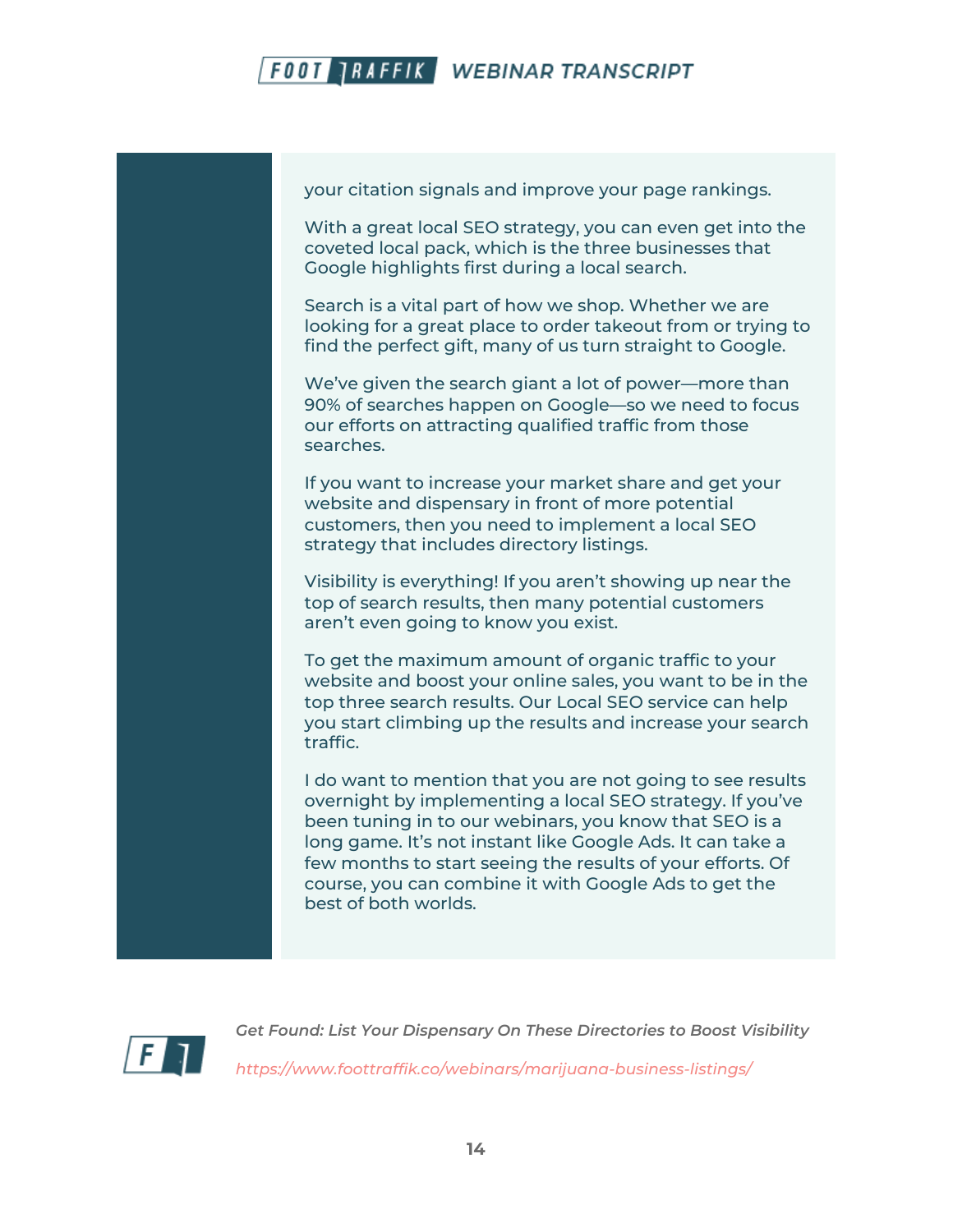your citation signals and improve your page rankings.

With a great local SEO strategy, you can even get into the coveted local pack, which is the three businesses that Google highlights first during a local search.

Search is a vital part of how we shop. Whether we are looking for a great place to order takeout from or trying to find the perfect gift, many of us turn straight to Google.

We've given the search giant a lot of power—more than 90% of searches happen on Google—so we need to focus our efforts on attracting qualified traffic from those searches.

If you want to increase your market share and get your website and dispensary in front of more potential customers, then you need to implement a local SEO strategy that includes directory listings.

Visibility is everything! If you aren't showing up near the top of search results, then many potential customers aren't even going to know you exist.

To get the maximum amount of organic traffic to your website and boost your online sales, you want to be in the top three search results. Our Local SEO service can help you start climbing up the results and increase your search traffic.

I do want to mention that you are not going to see results overnight by implementing a local SEO strategy. If you've been tuning in to our webinars, you know that SEO is a long game. It's not instant like Google Ads. It can take a few months to start seeing the results of your efforts. Of course, you can combine it with Google Ads to get the best of both worlds.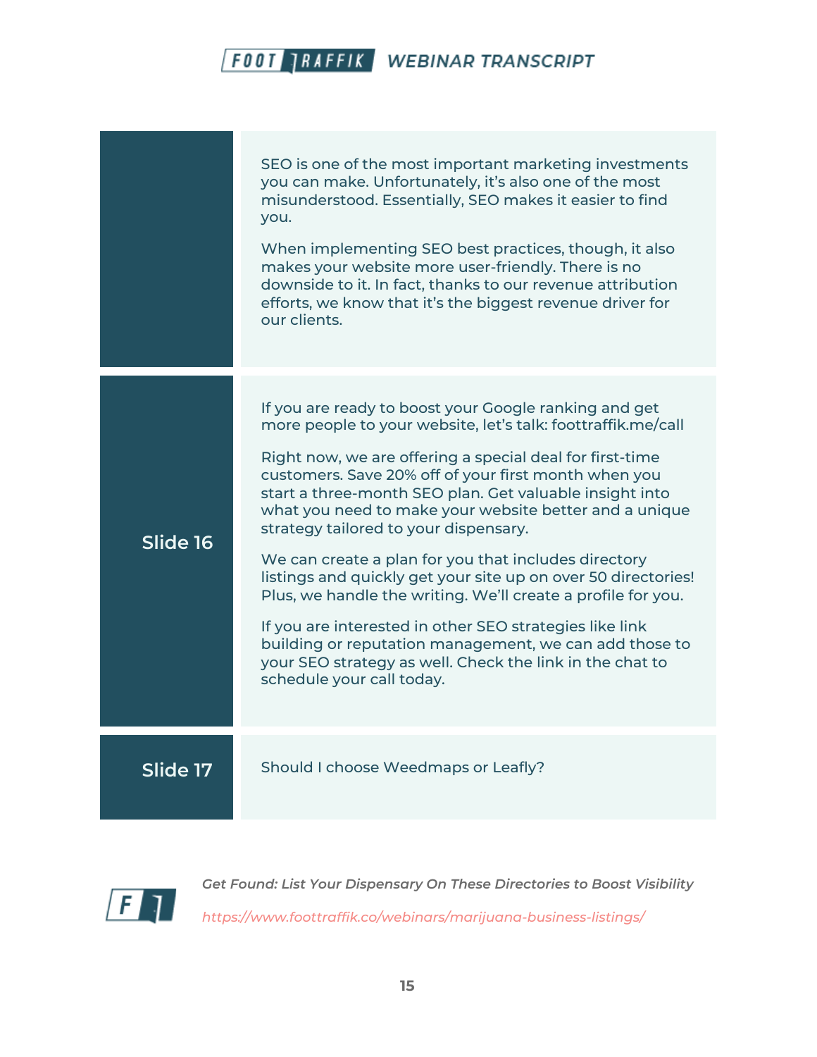| | |
|---|---|
| | SEO is one of the most important marketing investments you can make. Unfortunately, it's also one of the most misunderstood. Essentially, SEO makes it easier to find you.<br><br>When implementing SEO best practices, though, it also makes your website more user-friendly. There is no downside to it. In fact, thanks to our revenue attribution efforts, we know that it's the biggest revenue driver for our clients. |
| **Slide 16** | If you are ready to boost your Google ranking and get more people to your website, let's talk: foottraffik.me/call<br><br>Right now, we are offering a special deal for first-time customers. Save 20% off of your first month when you start a three-month SEO plan. Get valuable insight into what you need to make your website better and a unique strategy tailored to your dispensary.<br><br>We can create a plan for you that includes directory listings and quickly get your site up on over 50 directories! Plus, we handle the writing. We'll create a profile for you.<br><br>If you are interested in other SEO strategies like link building or reputation management, we can add those to your SEO strategy as well. Check the link in the chat to schedule your call today. |
| **Slide 17** | Should I choose Weedmaps or Leafly? |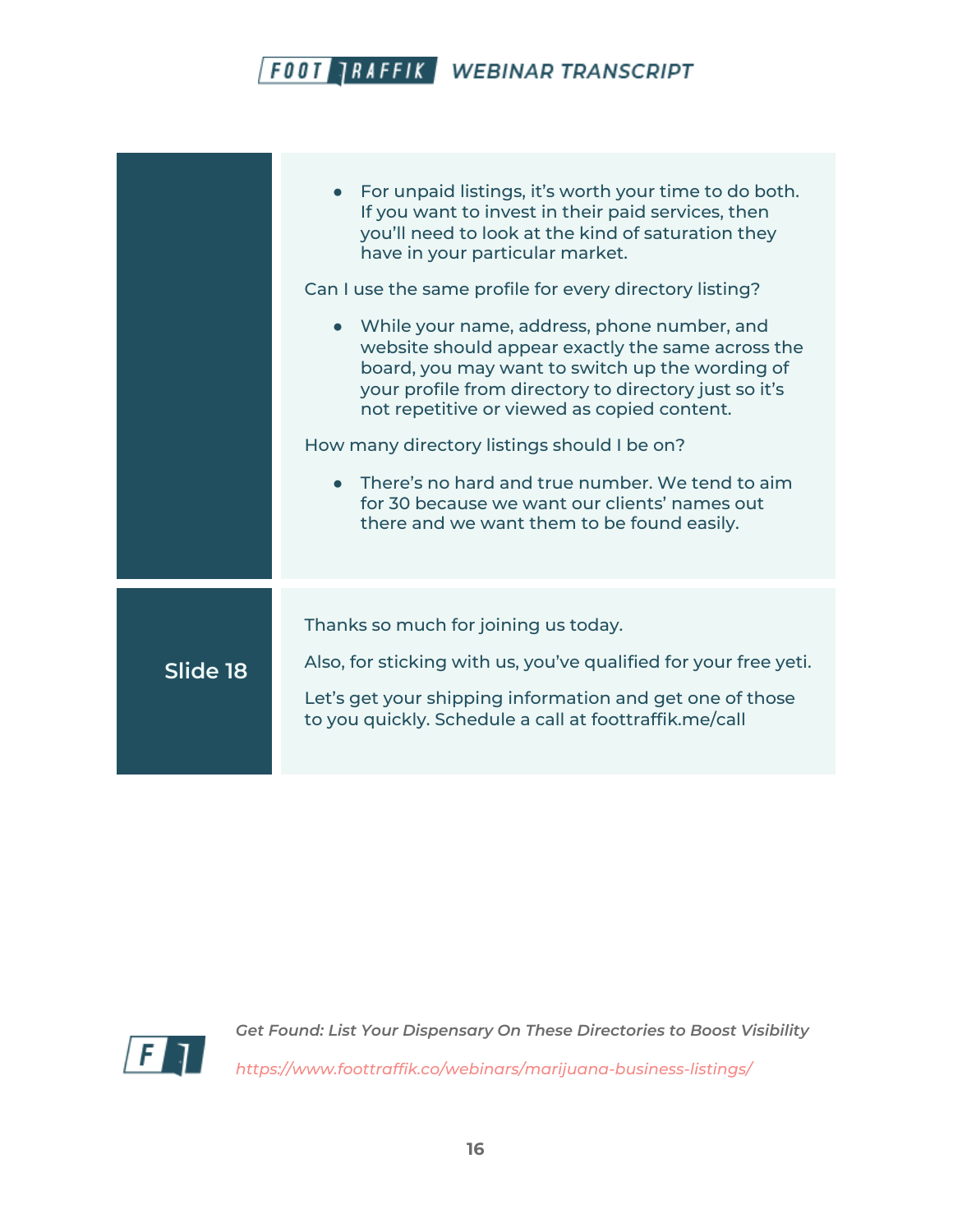- For unpaid listings, it's worth your time to do both. If you want to invest in their paid services, then you'll need to look at the kind of saturation they have in your particular market.

Can I use the same profile for every directory listing?

- While your name, address, phone number, and website should appear exactly the same across the board, you may want to switch up the wording of your profile from directory to directory just so it's not repetitive or viewed as copied content.

How many directory listings should I be on?

- There's no hard and true number. We tend to aim for 30 because we want our clients' names out there and we want them to be found easily.

**Slide 18**

Thanks so much for joining us today.

Also, for sticking with us, you've qualified for your free yeti.

Let's get your shipping information and get one of those to you quickly. Schedule a call at foottraffik.me/call